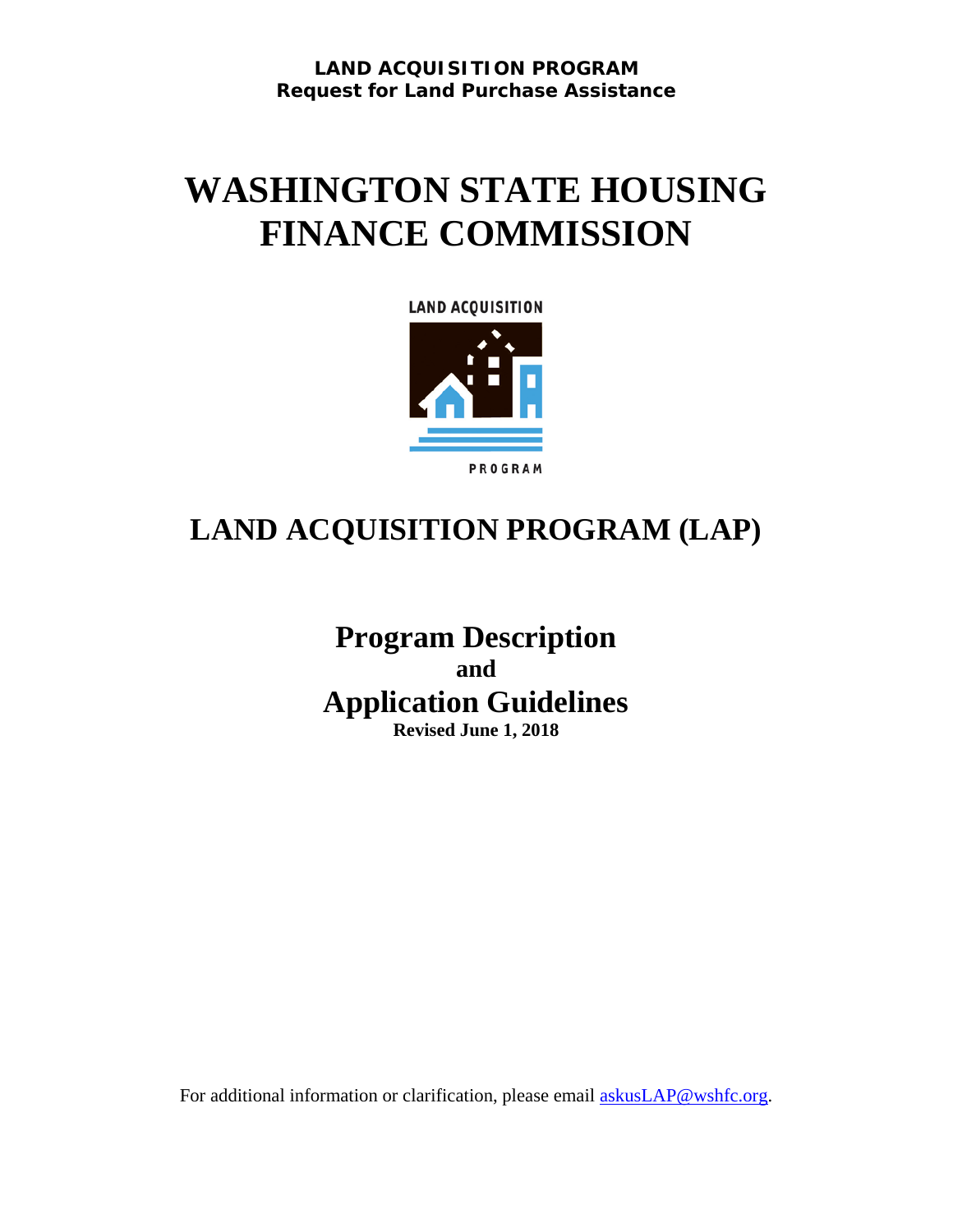**LAND ACQUISITION PROGRAM**
**Request for Land Purchase Assistance**

# WASHINGTON STATE HOUSING FINANCE COMMISSION

LAND ACQUISITION

PROGRAM

## LAND ACQUISITION PROGRAM (LAP)

## Program Description
**and**
## Application Guidelines
**Revised June 1, 2018**

For additional information or clarification, please email askusLAP@wshfc.org.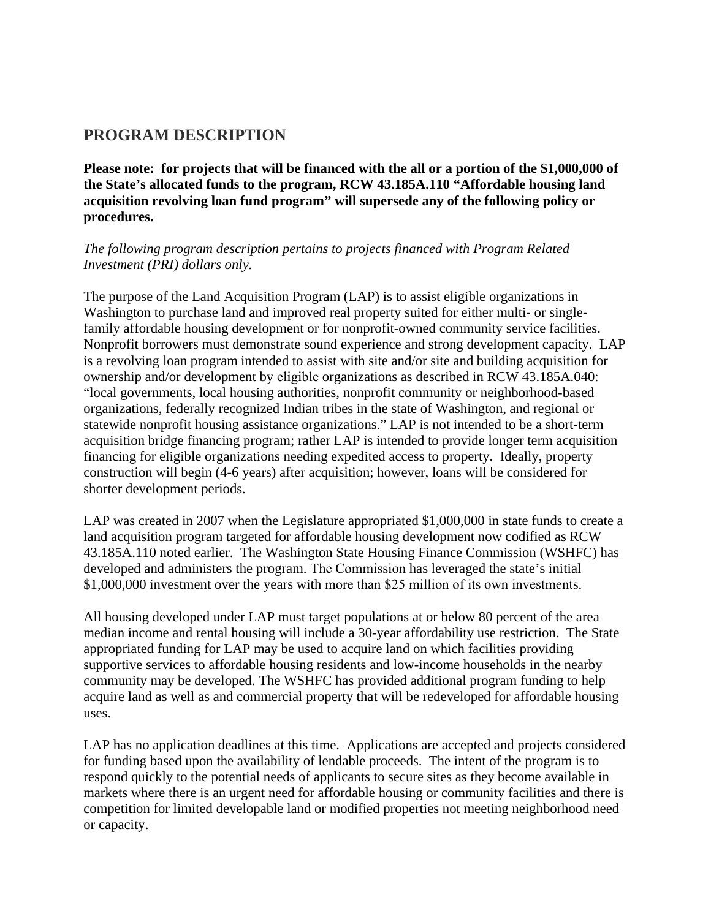## PROGRAM DESCRIPTION

**Please note: for projects that will be financed with the all or a portion of the $1,000,000 of the State's allocated funds to the program, RCW 43.185A.110 "Affordable housing land acquisition revolving loan fund program" will supersede any of the following policy or procedures.**

*The following program description pertains to projects financed with Program Related Investment (PRI) dollars only.*

The purpose of the Land Acquisition Program (LAP) is to assist eligible organizations in Washington to purchase land and improved real property suited for either multi- or single-family affordable housing development or for nonprofit-owned community service facilities. Nonprofit borrowers must demonstrate sound experience and strong development capacity. LAP is a revolving loan program intended to assist with site and/or site and building acquisition for ownership and/or development by eligible organizations as described in RCW 43.185A.040: "local governments, local housing authorities, nonprofit community or neighborhood-based organizations, federally recognized Indian tribes in the state of Washington, and regional or statewide nonprofit housing assistance organizations." LAP is not intended to be a short-term acquisition bridge financing program; rather LAP is intended to provide longer term acquisition financing for eligible organizations needing expedited access to property. Ideally, property construction will begin (4-6 years) after acquisition; however, loans will be considered for shorter development periods.

LAP was created in 2007 when the Legislature appropriated $1,000,000 in state funds to create a land acquisition program targeted for affordable housing development now codified as RCW 43.185A.110 noted earlier. The Washington State Housing Finance Commission (WSHFC) has developed and administers the program. The Commission has leveraged the state's initial $1,000,000 investment over the years with more than $25 million of its own investments.

All housing developed under LAP must target populations at or below 80 percent of the area median income and rental housing will include a 30-year affordability use restriction. The State appropriated funding for LAP may be used to acquire land on which facilities providing supportive services to affordable housing residents and low-income households in the nearby community may be developed. The WSHFC has provided additional program funding to help acquire land as well as and commercial property that will be redeveloped for affordable housing uses.

LAP has no application deadlines at this time. Applications are accepted and projects considered for funding based upon the availability of lendable proceeds. The intent of the program is to respond quickly to the potential needs of applicants to secure sites as they become available in markets where there is an urgent need for affordable housing or community facilities and there is competition for limited developable land or modified properties not meeting neighborhood need or capacity.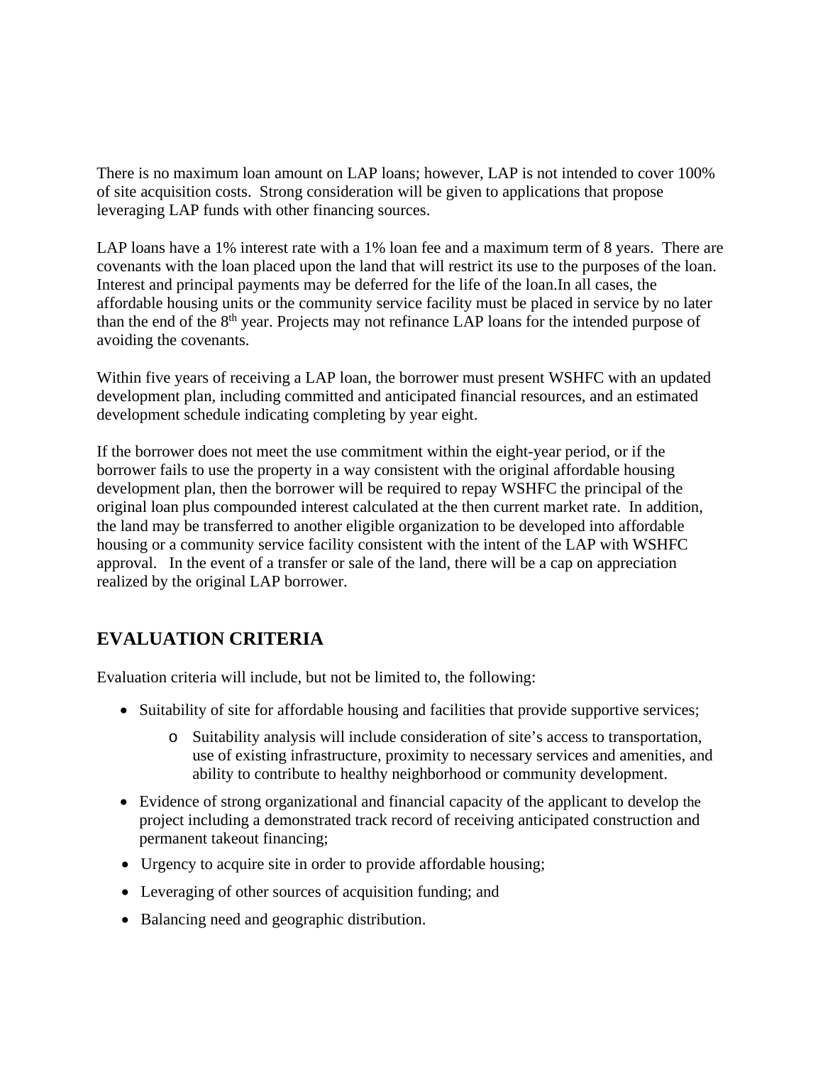There is no maximum loan amount on LAP loans; however, LAP is not intended to cover 100% of site acquisition costs. Strong consideration will be given to applications that propose leveraging LAP funds with other financing sources.

LAP loans have a 1% interest rate with a 1% loan fee and a maximum term of 8 years. There are covenants with the loan placed upon the land that will restrict its use to the purposes of the loan. Interest and principal payments may be deferred for the life of the loan.In all cases, the affordable housing units or the community service facility must be placed in service by no later than the end of the 8th year. Projects may not refinance LAP loans for the intended purpose of avoiding the covenants.

Within five years of receiving a LAP loan, the borrower must present WSHFC with an updated development plan, including committed and anticipated financial resources, and an estimated development schedule indicating completing by year eight.

If the borrower does not meet the use commitment within the eight-year period, or if the borrower fails to use the property in a way consistent with the original affordable housing development plan, then the borrower will be required to repay WSHFC the principal of the original loan plus compounded interest calculated at the then current market rate. In addition, the land may be transferred to another eligible organization to be developed into affordable housing or a community service facility consistent with the intent of the LAP with WSHFC approval. In the event of a transfer or sale of the land, there will be a cap on appreciation realized by the original LAP borrower.

## EVALUATION CRITERIA

Evaluation criteria will include, but not be limited to, the following:

- Suitability of site for affordable housing and facilities that provide supportive services;
  - Suitability analysis will include consideration of site's access to transportation, use of existing infrastructure, proximity to necessary services and amenities, and ability to contribute to healthy neighborhood or community development.
- Evidence of strong organizational and financial capacity of the applicant to develop the project including a demonstrated track record of receiving anticipated construction and permanent takeout financing;
- Urgency to acquire site in order to provide affordable housing;
- Leveraging of other sources of acquisition funding; and
- Balancing need and geographic distribution.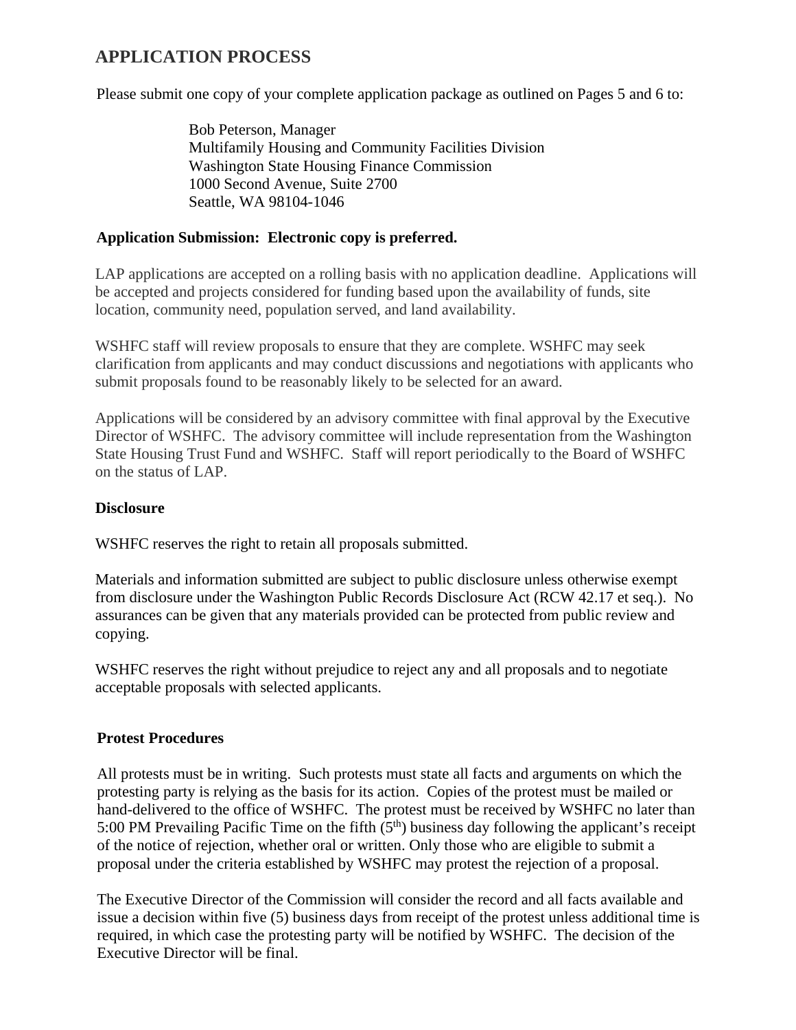## APPLICATION PROCESS

Please submit one copy of your complete application package as outlined on Pages 5 and 6 to:

Bob Peterson, Manager
Multifamily Housing and Community Facilities Division
Washington State Housing Finance Commission
1000 Second Avenue, Suite 2700
Seattle, WA 98104-1046

**Application Submission: Electronic copy is preferred.**

LAP applications are accepted on a rolling basis with no application deadline. Applications will be accepted and projects considered for funding based upon the availability of funds, site location, community need, population served, and land availability.

WSHFC staff will review proposals to ensure that they are complete. WSHFC may seek clarification from applicants and may conduct discussions and negotiations with applicants who submit proposals found to be reasonably likely to be selected for an award.

Applications will be considered by an advisory committee with final approval by the Executive Director of WSHFC. The advisory committee will include representation from the Washington State Housing Trust Fund and WSHFC. Staff will report periodically to the Board of WSHFC on the status of LAP.

**Disclosure**

WSHFC reserves the right to retain all proposals submitted.

Materials and information submitted are subject to public disclosure unless otherwise exempt from disclosure under the Washington Public Records Disclosure Act (RCW 42.17 et seq.). No assurances can be given that any materials provided can be protected from public review and copying.

WSHFC reserves the right without prejudice to reject any and all proposals and to negotiate acceptable proposals with selected applicants.

**Protest Procedures**

All protests must be in writing. Such protests must state all facts and arguments on which the protesting party is relying as the basis for its action. Copies of the protest must be mailed or hand-delivered to the office of WSHFC. The protest must be received by WSHFC no later than 5:00 PM Prevailing Pacific Time on the fifth (5th) business day following the applicant's receipt of the notice of rejection, whether oral or written. Only those who are eligible to submit a proposal under the criteria established by WSHFC may protest the rejection of a proposal.

The Executive Director of the Commission will consider the record and all facts available and issue a decision within five (5) business days from receipt of the protest unless additional time is required, in which case the protesting party will be notified by WSHFC. The decision of the Executive Director will be final.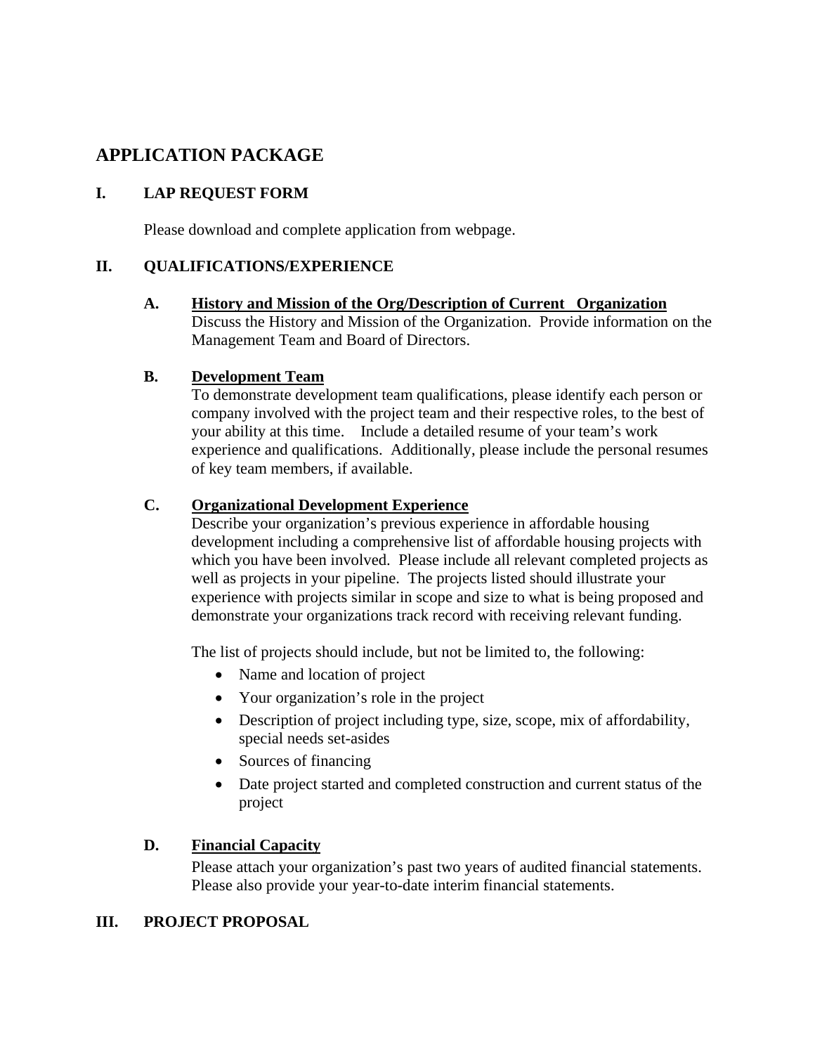# APPLICATION PACKAGE

## I. LAP REQUEST FORM

Please download and complete application from webpage.

## II. QUALIFICATIONS/EXPERIENCE

### A. History and Mission of the Org/Description of Current Organization

Discuss the History and Mission of the Organization. Provide information on the Management Team and Board of Directors.

### B. Development Team

To demonstrate development team qualifications, please identify each person or company involved with the project team and their respective roles, to the best of your ability at this time. Include a detailed resume of your team's work experience and qualifications. Additionally, please include the personal resumes of key team members, if available.

### C. Organizational Development Experience

Describe your organization's previous experience in affordable housing development including a comprehensive list of affordable housing projects with which you have been involved. Please include all relevant completed projects as well as projects in your pipeline. The projects listed should illustrate your experience with projects similar in scope and size to what is being proposed and demonstrate your organizations track record with receiving relevant funding.

The list of projects should include, but not be limited to, the following:

- Name and location of project
- Your organization's role in the project
- Description of project including type, size, scope, mix of affordability, special needs set-asides
- Sources of financing
- Date project started and completed construction and current status of the project

### D. Financial Capacity

Please attach your organization's past two years of audited financial statements. Please also provide your year-to-date interim financial statements.

## III. PROJECT PROPOSAL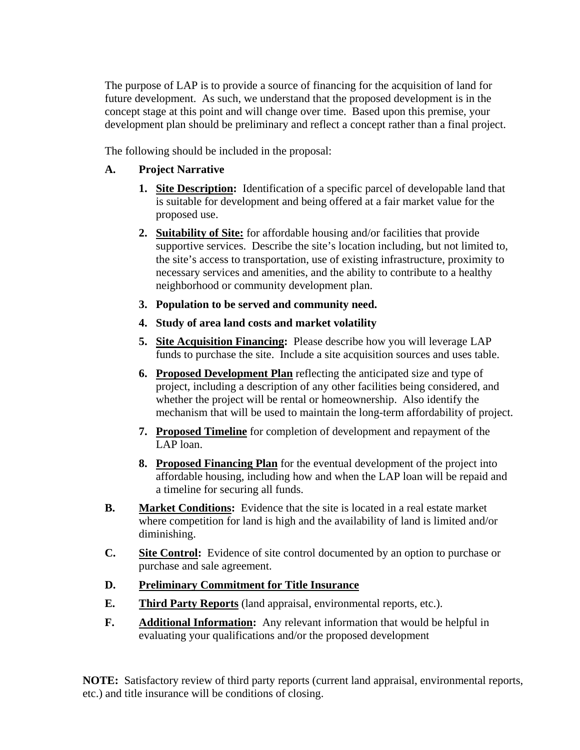The purpose of LAP is to provide a source of financing for the acquisition of land for future development. As such, we understand that the proposed development is in the concept stage at this point and will change over time. Based upon this premise, your development plan should be preliminary and reflect a concept rather than a final project.

The following should be included in the proposal:

**A. Project Narrative**

1. **Site Description:** Identification of a specific parcel of developable land that is suitable for development and being offered at a fair market value for the proposed use.
2. **Suitability of Site:** for affordable housing and/or facilities that provide supportive services. Describe the site's location including, but not limited to, the site's access to transportation, use of existing infrastructure, proximity to necessary services and amenities, and the ability to contribute to a healthy neighborhood or community development plan.
3. **Population to be served and community need.**
4. **Study of area land costs and market volatility**
5. **Site Acquisition Financing:** Please describe how you will leverage LAP funds to purchase the site. Include a site acquisition sources and uses table.
6. **Proposed Development Plan** reflecting the anticipated size and type of project, including a description of any other facilities being considered, and whether the project will be rental or homeownership. Also identify the mechanism that will be used to maintain the long-term affordability of project.
7. **Proposed Timeline** for completion of development and repayment of the LAP loan.
8. **Proposed Financing Plan** for the eventual development of the project into affordable housing, including how and when the LAP loan will be repaid and a timeline for securing all funds.

**B. Market Conditions:** Evidence that the site is located in a real estate market where competition for land is high and the availability of land is limited and/or diminishing.

**C. Site Control:** Evidence of site control documented by an option to purchase or purchase and sale agreement.

**D. Preliminary Commitment for Title Insurance**

**E. Third Party Reports** (land appraisal, environmental reports, etc.).

**F. Additional Information:** Any relevant information that would be helpful in evaluating your qualifications and/or the proposed development

**NOTE:** Satisfactory review of third party reports (current land appraisal, environmental reports, etc.) and title insurance will be conditions of closing.